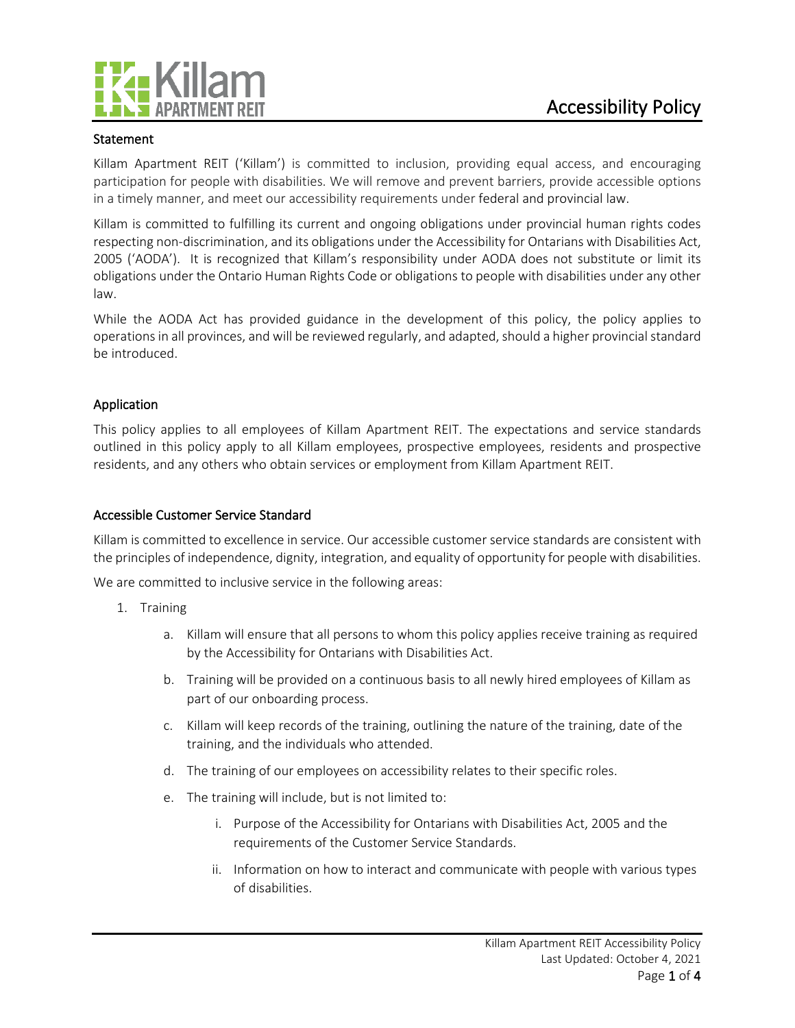# Accessibility Policy

## Statement

Killam Apartment REIT ('Killam') is committed to inclusion, providing equal access, and encouraging participation for people with disabilities. We will remove and prevent barriers, provide accessible options in a timely manner, and meet our accessibility requirements under federal and provincial law.

Killam is committed to fulfilling its current and ongoing obligations under provincial human rights codes respecting non-discrimination, and its obligations under the Accessibility for Ontarians with Disabilities Act, 2005 ('AODA'). It is recognized that Killam's responsibility under AODA does not substitute or limit its obligations under the Ontario Human Rights Code or obligations to people with disabilities under any other law.

While the AODA Act has provided guidance in the development of this policy, the policy applies to operations in all provinces, and will be reviewed regularly, and adapted, should a higher provincial standard be introduced.

## Application

This policy applies to all employees of Killam Apartment REIT. The expectations and service standards outlined in this policy apply to all Killam employees, prospective employees, residents and prospective residents, and any others who obtain services or employment from Killam Apartment REIT.

## Accessible Customer Service Standard

Killam is committed to excellence in service. Our accessible customer service standards are consistent with the principles of independence, dignity, integration, and equality of opportunity for people with disabilities.

We are committed to inclusive service in the following areas:

1. Training
    a. Killam will ensure that all persons to whom this policy applies receive training as required by the Accessibility for Ontarians with Disabilities Act.
    b. Training will be provided on a continuous basis to all newly hired employees of Killam as part of our onboarding process.
    c. Killam will keep records of the training, outlining the nature of the training, date of the training, and the individuals who attended.
    d. The training of our employees on accessibility relates to their specific roles.
    e. The training will include, but is not limited to:
        i. Purpose of the Accessibility for Ontarians with Disabilities Act, 2005 and the requirements of the Customer Service Standards.
        ii. Information on how to interact and communicate with people with various types of disabilities.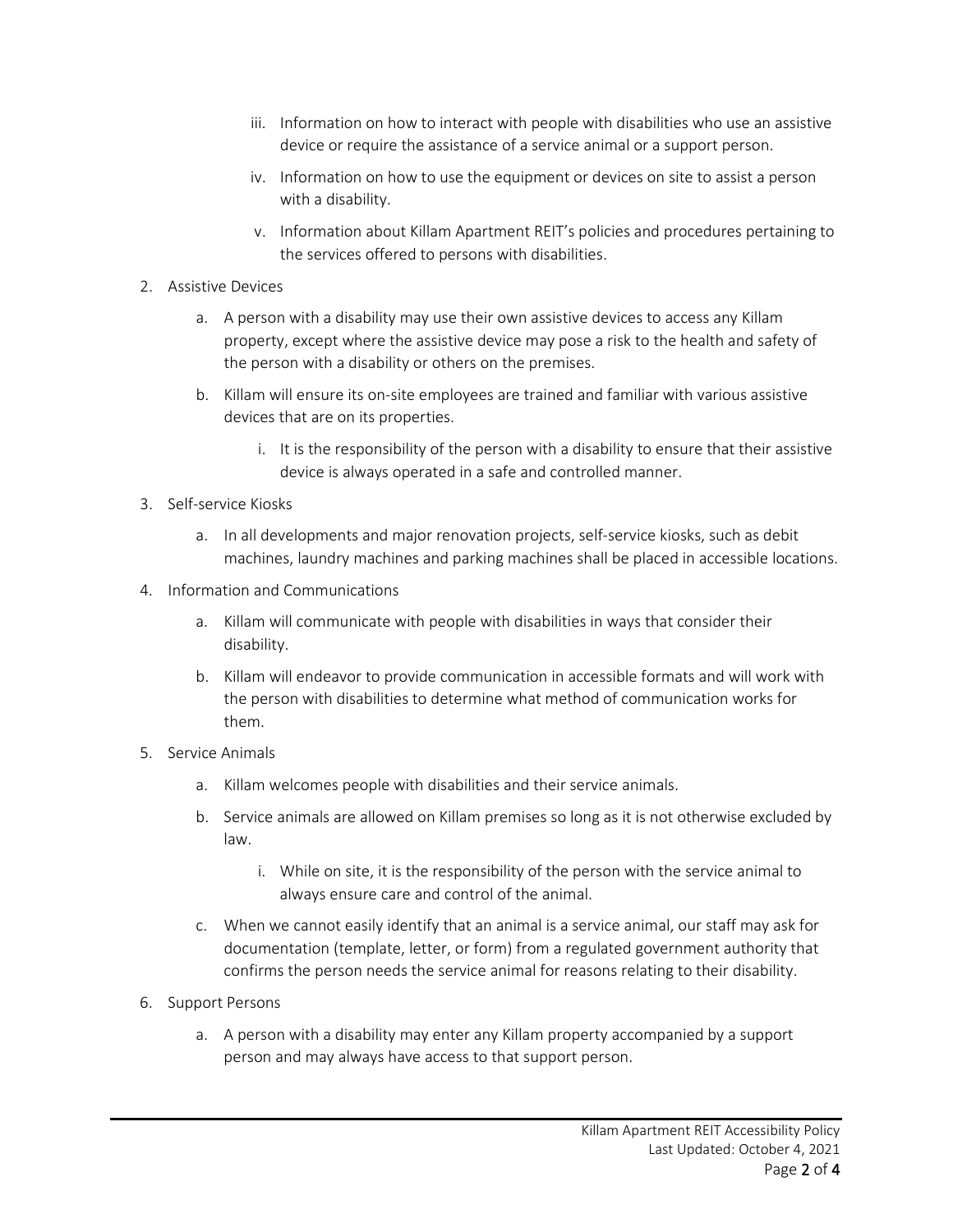iii. Information on how to interact with people with disabilities who use an assistive device or require the assistance of a service animal or a support person.

   iv. Information on how to use the equipment or devices on site to assist a person with a disability.

   v. Information about Killam Apartment REIT's policies and procedures pertaining to the services offered to persons with disabilities.

2. Assistive Devices

   a. A person with a disability may use their own assistive devices to access any Killam property, except where the assistive device may pose a risk to the health and safety of the person with a disability or others on the premises.

   b. Killam will ensure its on-site employees are trained and familiar with various assistive devices that are on its properties.

      i. It is the responsibility of the person with a disability to ensure that their assistive device is always operated in a safe and controlled manner.

3. Self-service Kiosks

   a. In all developments and major renovation projects, self-service kiosks, such as debit machines, laundry machines and parking machines shall be placed in accessible locations.

4. Information and Communications

   a. Killam will communicate with people with disabilities in ways that consider their disability.

   b. Killam will endeavor to provide communication in accessible formats and will work with the person with disabilities to determine what method of communication works for them.

5. Service Animals

   a. Killam welcomes people with disabilities and their service animals.

   b. Service animals are allowed on Killam premises so long as it is not otherwise excluded by law.

      i. While on site, it is the responsibility of the person with the service animal to always ensure care and control of the animal.

   c. When we cannot easily identify that an animal is a service animal, our staff may ask for documentation (template, letter, or form) from a regulated government authority that confirms the person needs the service animal for reasons relating to their disability.

6. Support Persons

   a. A person with a disability may enter any Killam property accompanied by a support person and may always have access to that support person.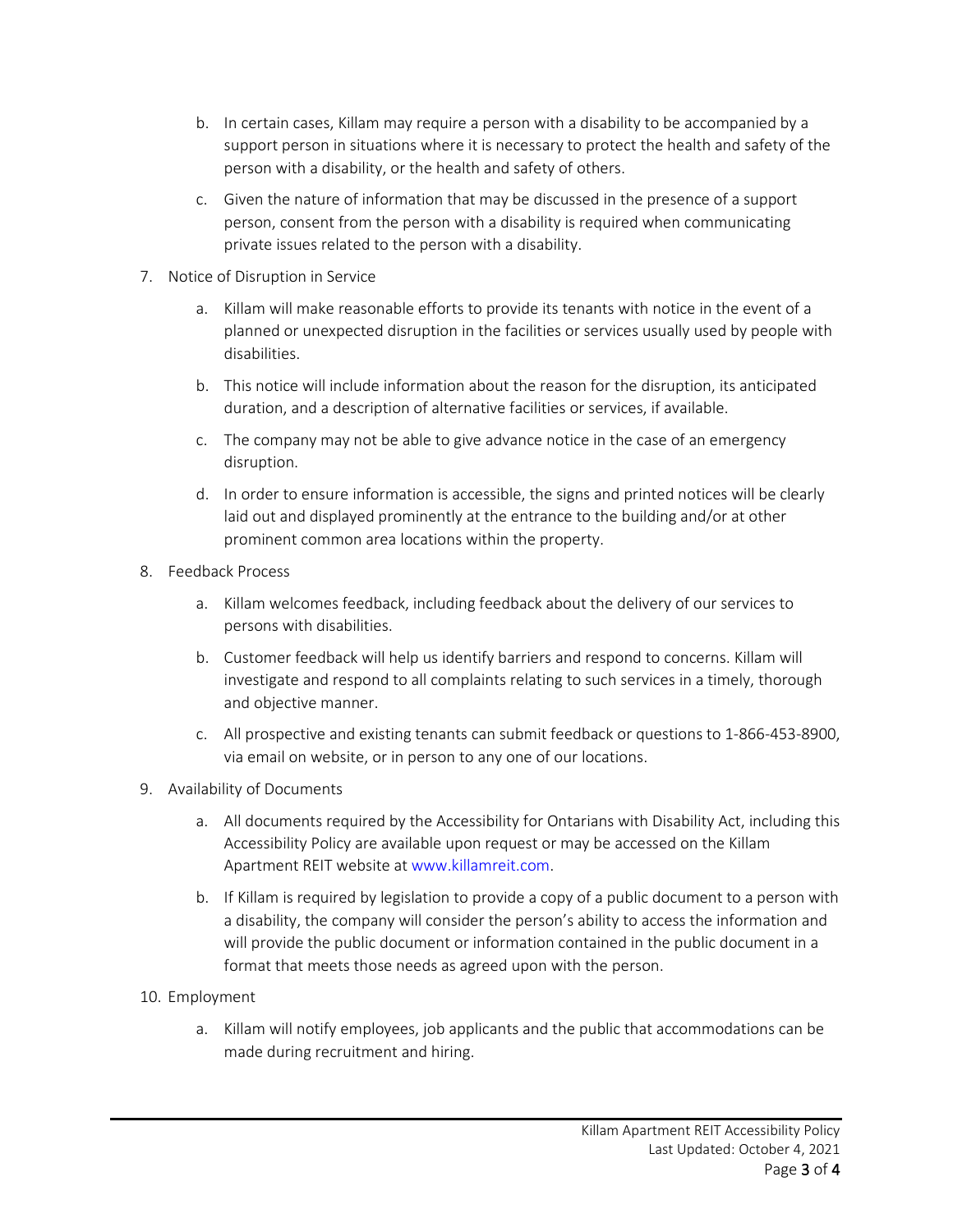b. In certain cases, Killam may require a person with a disability to be accompanied by a support person in situations where it is necessary to protect the health and safety of the person with a disability, or the health and safety of others.

c. Given the nature of information that may be discussed in the presence of a support person, consent from the person with a disability is required when communicating private issues related to the person with a disability.

7. Notice of Disruption in Service

   a. Killam will make reasonable efforts to provide its tenants with notice in the event of a planned or unexpected disruption in the facilities or services usually used by people with disabilities.

   b. This notice will include information about the reason for the disruption, its anticipated duration, and a description of alternative facilities or services, if available.

   c. The company may not be able to give advance notice in the case of an emergency disruption.

   d. In order to ensure information is accessible, the signs and printed notices will be clearly laid out and displayed prominently at the entrance to the building and/or at other prominent common area locations within the property.

8. Feedback Process

   a. Killam welcomes feedback, including feedback about the delivery of our services to persons with disabilities.

   b. Customer feedback will help us identify barriers and respond to concerns. Killam will investigate and respond to all complaints relating to such services in a timely, thorough and objective manner.

   c. All prospective and existing tenants can submit feedback or questions to 1-866-453-8900, via email on website, or in person to any one of our locations.

9. Availability of Documents

   a. All documents required by the Accessibility for Ontarians with Disability Act, including this Accessibility Policy are available upon request or may be accessed on the Killam Apartment REIT website at www.killamreit.com.

   b. If Killam is required by legislation to provide a copy of a public document to a person with a disability, the company will consider the person's ability to access the information and will provide the public document or information contained in the public document in a format that meets those needs as agreed upon with the person.

10. Employment

   a. Killam will notify employees, job applicants and the public that accommodations can be made during recruitment and hiring.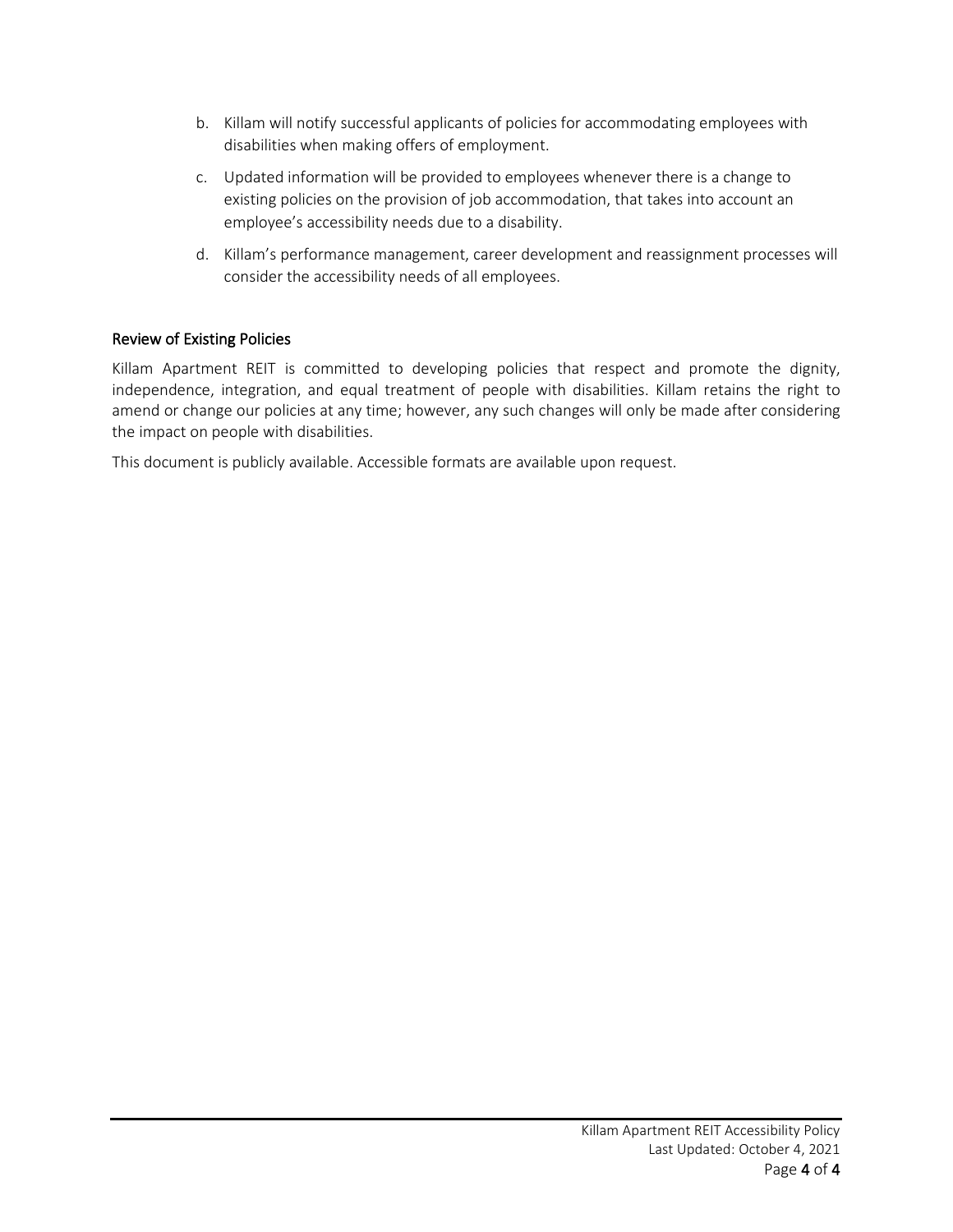b. Killam will notify successful applicants of policies for accommodating employees with disabilities when making offers of employment.

c. Updated information will be provided to employees whenever there is a change to existing policies on the provision of job accommodation, that takes into account an employee's accessibility needs due to a disability.

d. Killam's performance management, career development and reassignment processes will consider the accessibility needs of all employees.

## Review of Existing Policies

Killam Apartment REIT is committed to developing policies that respect and promote the dignity, independence, integration, and equal treatment of people with disabilities. Killam retains the right to amend or change our policies at any time; however, any such changes will only be made after considering the impact on people with disabilities.

This document is publicly available. Accessible formats are available upon request.